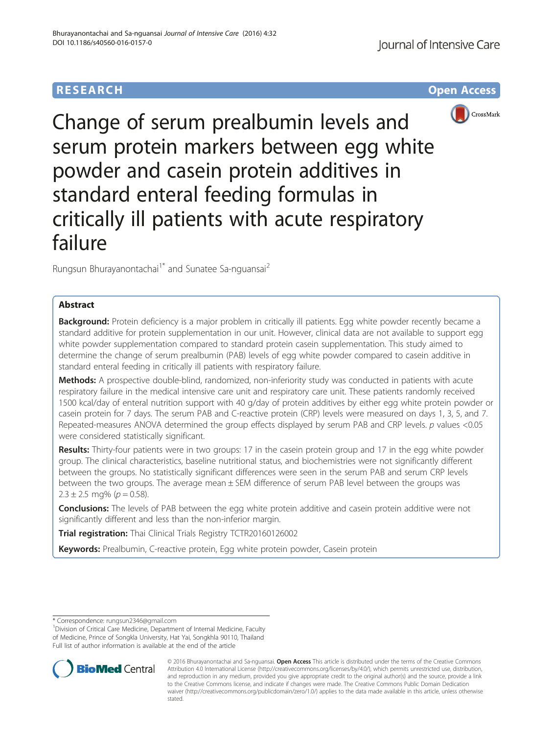RESEARCH Open Access

# Change of serum prealbumin levels and serum protein markers between egg white powder and casein protein additives in standard enteral feeding formulas in critically ill patients with acute respiratory failure

Rungsun Bhurayanontachai[1*] and Sunatee Sa-nguansai[2]

## Abstract

**Background:** Protein deficiency is a major problem in critically ill patients. Egg white powder recently became a standard additive for protein supplementation in our unit. However, clinical data are not available to support egg white powder supplementation compared to standard protein casein supplementation. This study aimed to determine the change of serum prealbumin (PAB) levels of egg white powder compared to casein additive in standard enteral feeding in critically ill patients with respiratory failure.

**Methods:** A prospective double-blind, randomized, non-inferiority study was conducted in patients with acute respiratory failure in the medical intensive care unit and respiratory care unit. These patients randomly received 1500 kcal/day of enteral nutrition support with 40 g/day of protein additives by either egg white protein powder or casein protein for 7 days. The serum PAB and C-reactive protein (CRP) levels were measured on days 1, 3, 5, and 7. Repeated-measures ANOVA determined the group effects displayed by serum PAB and CRP levels. $p$ values <0.05 were considered statistically significant.

**Results:** Thirty-four patients were in two groups: 17 in the casein protein group and 17 in the egg white powder group. The clinical characteristics, baseline nutritional status, and biochemistries were not significantly different between the groups. No statistically significant differences were seen in the serum PAB and serum CRP levels between the two groups. The average mean ± SEM difference of serum PAB level between the groups was 2.3 ± 2.5 mg% ($p = 0.58$).

**Conclusions:** The levels of PAB between the egg white protein additive and casein protein additive were not significantly different and less than the non-inferior margin.

**Trial registration:** Thai Clinical Trials Registry TCTR20160126002

**Keywords:** Prealbumin, C-reactive protein, Egg white protein powder, Casein protein

---

* Correspondence: rungsun2346@gmail.com
[1]Division of Critical Care Medicine, Department of Internal Medicine, Faculty of Medicine, Prince of Songkla University, Hat Yai, Songkhla 90110, Thailand
Full list of author information is available at the end of the article

© 2016 Bhurayanontachai and Sa-nguansai. **Open Access** This article is distributed under the terms of the Creative Commons Attribution 4.0 International License (http://creativecommons.org/licenses/by/4.0/), which permits unrestricted use, distribution, and reproduction in any medium, provided you give appropriate credit to the original author(s) and the source, provide a link to the Creative Commons license, and indicate if changes were made. The Creative Commons Public Domain Dedication waiver (http://creativecommons.org/publicdomain/zero/1.0/) applies to the data made available in this article, unless otherwise stated.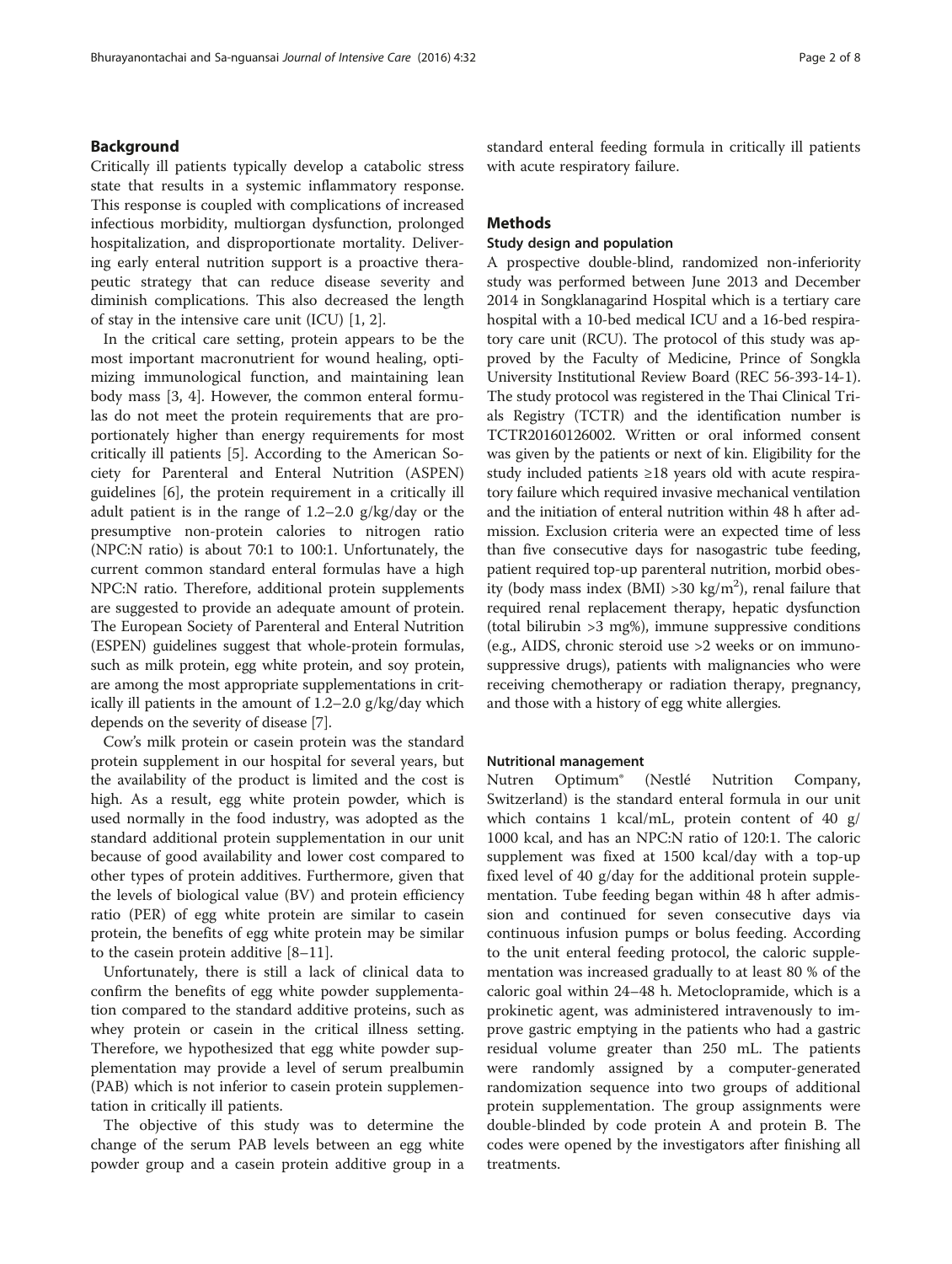## Background

Critically ill patients typically develop a catabolic stress state that results in a systemic inflammatory response. This response is coupled with complications of increased infectious morbidity, multiorgan dysfunction, prolonged hospitalization, and disproportionate mortality. Delivering early enteral nutrition support is a proactive therapeutic strategy that can reduce disease severity and diminish complications. This also decreased the length of stay in the intensive care unit (ICU) [1, 2].

In the critical care setting, protein appears to be the most important macronutrient for wound healing, optimizing immunological function, and maintaining lean body mass [3, 4]. However, the common enteral formulas do not meet the protein requirements that are proportionately higher than energy requirements for most critically ill patients [5]. According to the American Society for Parenteral and Enteral Nutrition (ASPEN) guidelines [6], the protein requirement in a critically ill adult patient is in the range of 1.2–2.0 g/kg/day or the presumptive non-protein calories to nitrogen ratio (NPC:N ratio) is about 70:1 to 100:1. Unfortunately, the current common standard enteral formulas have a high NPC:N ratio. Therefore, additional protein supplements are suggested to provide an adequate amount of protein. The European Society of Parenteral and Enteral Nutrition (ESPEN) guidelines suggest that whole-protein formulas, such as milk protein, egg white protein, and soy protein, are among the most appropriate supplementations in critically ill patients in the amount of 1.2–2.0 g/kg/day which depends on the severity of disease [7].

Cow's milk protein or casein protein was the standard protein supplement in our hospital for several years, but the availability of the product is limited and the cost is high. As a result, egg white protein powder, which is used normally in the food industry, was adopted as the standard additional protein supplementation in our unit because of good availability and lower cost compared to other types of protein additives. Furthermore, given that the levels of biological value (BV) and protein efficiency ratio (PER) of egg white protein are similar to casein protein, the benefits of egg white protein may be similar to the casein protein additive [8–11].

Unfortunately, there is still a lack of clinical data to confirm the benefits of egg white powder supplementation compared to the standard additive proteins, such as whey protein or casein in the critical illness setting. Therefore, we hypothesized that egg white powder supplementation may provide a level of serum prealbumin (PAB) which is not inferior to casein protein supplementation in critically ill patients.

The objective of this study was to determine the change of the serum PAB levels between an egg white powder group and a casein protein additive group in a standard enteral feeding formula in critically ill patients with acute respiratory failure.

## Methods

### Study design and population

A prospective double-blind, randomized non-inferiority study was performed between June 2013 and December 2014 in Songklanagarind Hospital which is a tertiary care hospital with a 10-bed medical ICU and a 16-bed respiratory care unit (RCU). The protocol of this study was approved by the Faculty of Medicine, Prince of Songkla University Institutional Review Board (REC 56-393-14-1). The study protocol was registered in the Thai Clinical Trials Registry (TCTR) and the identification number is TCTR20160126002. Written or oral informed consent was given by the patients or next of kin. Eligibility for the study included patients ≥18 years old with acute respiratory failure which required invasive mechanical ventilation and the initiation of enteral nutrition within 48 h after admission. Exclusion criteria were an expected time of less than five consecutive days for nasogastric tube feeding, patient required top-up parenteral nutrition, morbid obesity (body mass index (BMI) >30 kg/m$^2$), renal failure that required renal replacement therapy, hepatic dysfunction (total bilirubin >3 mg%), immune suppressive conditions (e.g., AIDS, chronic steroid use >2 weeks or on immunosuppressive drugs), patients with malignancies who were receiving chemotherapy or radiation therapy, pregnancy, and those with a history of egg white allergies.

#### Nutritional management

Nutren Optimum® (Nestlé Nutrition Company, Switzerland) is the standard enteral formula in our unit which contains 1 kcal/mL, protein content of 40 g/1000 kcal, and has an NPC:N ratio of 120:1. The caloric supplement was fixed at 1500 kcal/day with a top-up fixed level of 40 g/day for the additional protein supplementation. Tube feeding began within 48 h after admission and continued for seven consecutive days via continuous infusion pumps or bolus feeding. According to the unit enteral feeding protocol, the caloric supplementation was increased gradually to at least 80 % of the caloric goal within 24–48 h. Metoclopramide, which is a prokinetic agent, was administered intravenously to improve gastric emptying in the patients who had a gastric residual volume greater than 250 mL. The patients were randomly assigned by a computer-generated randomization sequence into two groups of additional protein supplementation. The group assignments were double-blinded by code protein A and protein B. The codes were opened by the investigators after finishing all treatments.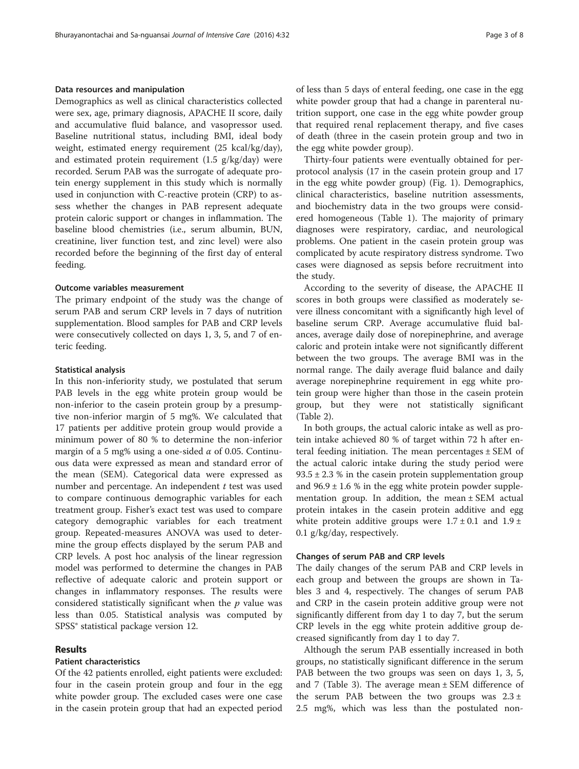### Data resources and manipulation

Demographics as well as clinical characteristics collected were sex, age, primary diagnosis, APACHE II score, daily and accumulative fluid balance, and vasopressor used. Baseline nutritional status, including BMI, ideal body weight, estimated energy requirement (25 kcal/kg/day), and estimated protein requirement (1.5 g/kg/day) were recorded. Serum PAB was the surrogate of adequate protein energy supplement in this study which is normally used in conjunction with C-reactive protein (CRP) to assess whether the changes in PAB represent adequate protein caloric support or changes in inflammation. The baseline blood chemistries (i.e., serum albumin, BUN, creatinine, liver function test, and zinc level) were also recorded before the beginning of the first day of enteral feeding.

### Outcome variables measurement

The primary endpoint of the study was the change of serum PAB and serum CRP levels in 7 days of nutrition supplementation. Blood samples for PAB and CRP levels were consecutively collected on days 1, 3, 5, and 7 of enteric feeding.

### Statistical analysis

In this non-inferiority study, we postulated that serum PAB levels in the egg white protein group would be non-inferior to the casein protein group by a presumptive non-inferior margin of 5 mg%. We calculated that 17 patients per additive protein group would provide a minimum power of 80 % to determine the non-inferior margin of a 5 mg% using a one-sided $\alpha$ of 0.05. Continuous data were expressed as mean and standard error of the mean (SEM). Categorical data were expressed as number and percentage. An independent $t$ test was used to compare continuous demographic variables for each treatment group. Fisher's exact test was used to compare category demographic variables for each treatment group. Repeated-measures ANOVA was used to determine the group effects displayed by the serum PAB and CRP levels. A post hoc analysis of the linear regression model was performed to determine the changes in PAB reflective of adequate caloric and protein support or changes in inflammatory responses. The results were considered statistically significant when the $p$ value was less than 0.05. Statistical analysis was computed by SPSS® statistical package version 12.

## Results

### Patient characteristics

Of the 42 patients enrolled, eight patients were excluded: four in the casein protein group and four in the egg white powder group. The excluded cases were one case in the casein protein group that had an expected period of less than 5 days of enteral feeding, one case in the egg white powder group that had a change in parenteral nutrition support, one case in the egg white powder group that required renal replacement therapy, and five cases of death (three in the casein protein group and two in the egg white powder group).

Thirty-four patients were eventually obtained for per-protocol analysis (17 in the casein protein group and 17 in the egg white powder group) (Fig. 1). Demographics, clinical characteristics, baseline nutrition assessments, and biochemistry data in the two groups were considered homogeneous (Table 1). The majority of primary diagnoses were respiratory, cardiac, and neurological problems. One patient in the casein protein group was complicated by acute respiratory distress syndrome. Two cases were diagnosed as sepsis before recruitment into the study.

According to the severity of disease, the APACHE II scores in both groups were classified as moderately severe illness concomitant with a significantly high level of baseline serum CRP. Average accumulative fluid balances, average daily dose of norepinephrine, and average caloric and protein intake were not significantly different between the two groups. The average BMI was in the normal range. The daily average fluid balance and daily average norepinephrine requirement in egg white protein group were higher than those in the casein protein group, but they were not statistically significant (Table 2).

In both groups, the actual caloric intake as well as protein intake achieved 80 % of target within 72 h after enteral feeding initiation. The mean percentages ± SEM of the actual caloric intake during the study period were 93.5 ± 2.3 % in the casein protein supplementation group and 96.9 ± 1.6 % in the egg white protein powder supplementation group. In addition, the mean ± SEM actual protein intakes in the casein protein additive and egg white protein additive groups were 1.7 ± 0.1 and 1.9 ± 0.1 g/kg/day, respectively.

### Changes of serum PAB and CRP levels

The daily changes of the serum PAB and CRP levels in each group and between the groups are shown in Tables 3 and 4, respectively. The changes of serum PAB and CRP in the casein protein additive group were not significantly different from day 1 to day 7, but the serum CRP levels in the egg white protein additive group decreased significantly from day 1 to day 7.

Although the serum PAB essentially increased in both groups, no statistically significant difference in the serum PAB between the two groups was seen on days 1, 3, 5, and 7 (Table 3). The average mean ± SEM difference of the serum PAB between the two groups was 2.3 ± 2.5 mg%, which was less than the postulated non-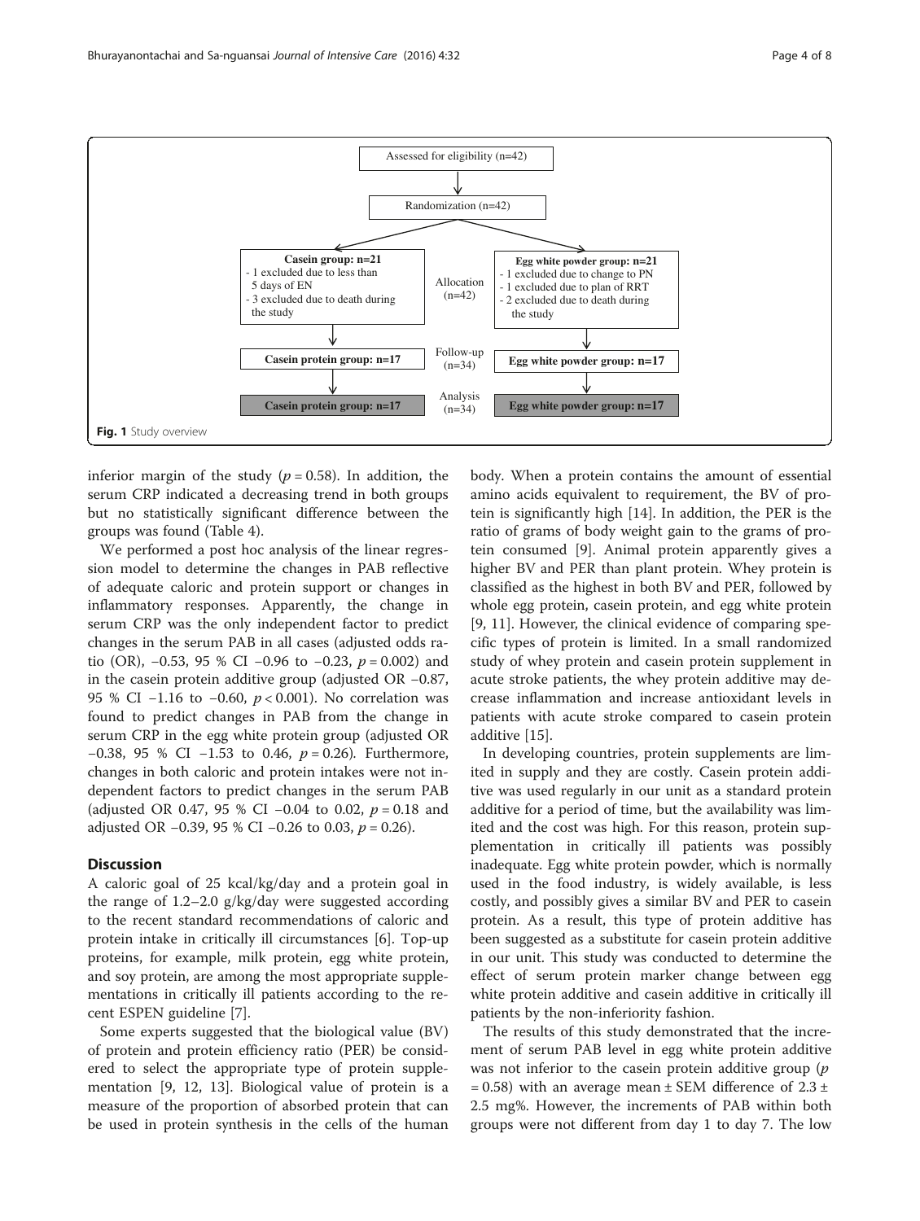**Fig. 1** Study overview

inferior margin of the study ($p = 0.58$). In addition, the serum CRP indicated a decreasing trend in both groups but no statistically significant difference between the groups was found (Table 4).

We performed a post hoc analysis of the linear regression model to determine the changes in PAB reflective of adequate caloric and protein support or changes in inflammatory responses. Apparently, the change in serum CRP was the only independent factor to predict changes in the serum PAB in all cases (adjusted odds ratio (OR), −0.53, 95 % CI −0.96 to −0.23, $p = 0.002$) and in the casein protein additive group (adjusted OR −0.87, 95 % CI −1.16 to −0.60, $p < 0.001$). No correlation was found to predict changes in PAB from the change in serum CRP in the egg white protein group (adjusted OR −0.38, 95 % CI −1.53 to 0.46, $p = 0.26$). Furthermore, changes in both caloric and protein intakes were not independent factors to predict changes in the serum PAB (adjusted OR 0.47, 95 % CI −0.04 to 0.02, $p = 0.18$ and adjusted OR −0.39, 95 % CI −0.26 to 0.03, $p = 0.26$).

## Discussion

A caloric goal of 25 kcal/kg/day and a protein goal in the range of 1.2–2.0 g/kg/day were suggested according to the recent standard recommendations of caloric and protein intake in critically ill circumstances [6]. Top-up proteins, for example, milk protein, egg white protein, and soy protein, are among the most appropriate supplementations in critically ill patients according to the recent ESPEN guideline [7].

Some experts suggested that the biological value (BV) of protein and protein efficiency ratio (PER) be considered to select the appropriate type of protein supplementation [9, 12, 13]. Biological value of protein is a measure of the proportion of absorbed protein that can be used in protein synthesis in the cells of the human body. When a protein contains the amount of essential amino acids equivalent to requirement, the BV of protein is significantly high [14]. In addition, the PER is the ratio of grams of body weight gain to the grams of protein consumed [9]. Animal protein apparently gives a higher BV and PER than plant protein. Whey protein is classified as the highest in both BV and PER, followed by whole egg protein, casein protein, and egg white protein [9, 11]. However, the clinical evidence of comparing specific types of protein is limited. In a small randomized study of whey protein and casein protein supplement in acute stroke patients, the whey protein additive may decrease inflammation and increase antioxidant levels in patients with acute stroke compared to casein protein additive [15].

In developing countries, protein supplements are limited in supply and they are costly. Casein protein additive was used regularly in our unit as a standard protein additive for a period of time, but the availability was limited and the cost was high. For this reason, protein supplementation in critically ill patients was possibly inadequate. Egg white protein powder, which is normally used in the food industry, is widely available, is less costly, and possibly gives a similar BV and PER to casein protein. As a result, this type of protein additive has been suggested as a substitute for casein protein additive in our unit. This study was conducted to determine the effect of serum protein marker change between egg white protein additive and casein additive in critically ill patients by the non-inferiority fashion.

The results of this study demonstrated that the increment of serum PAB level in egg white protein additive was not inferior to the casein protein additive group ($p = 0.58$) with an average mean ± SEM difference of 2.3 ± 2.5 mg%. However, the increments of PAB within both groups were not different from day 1 to day 7. The low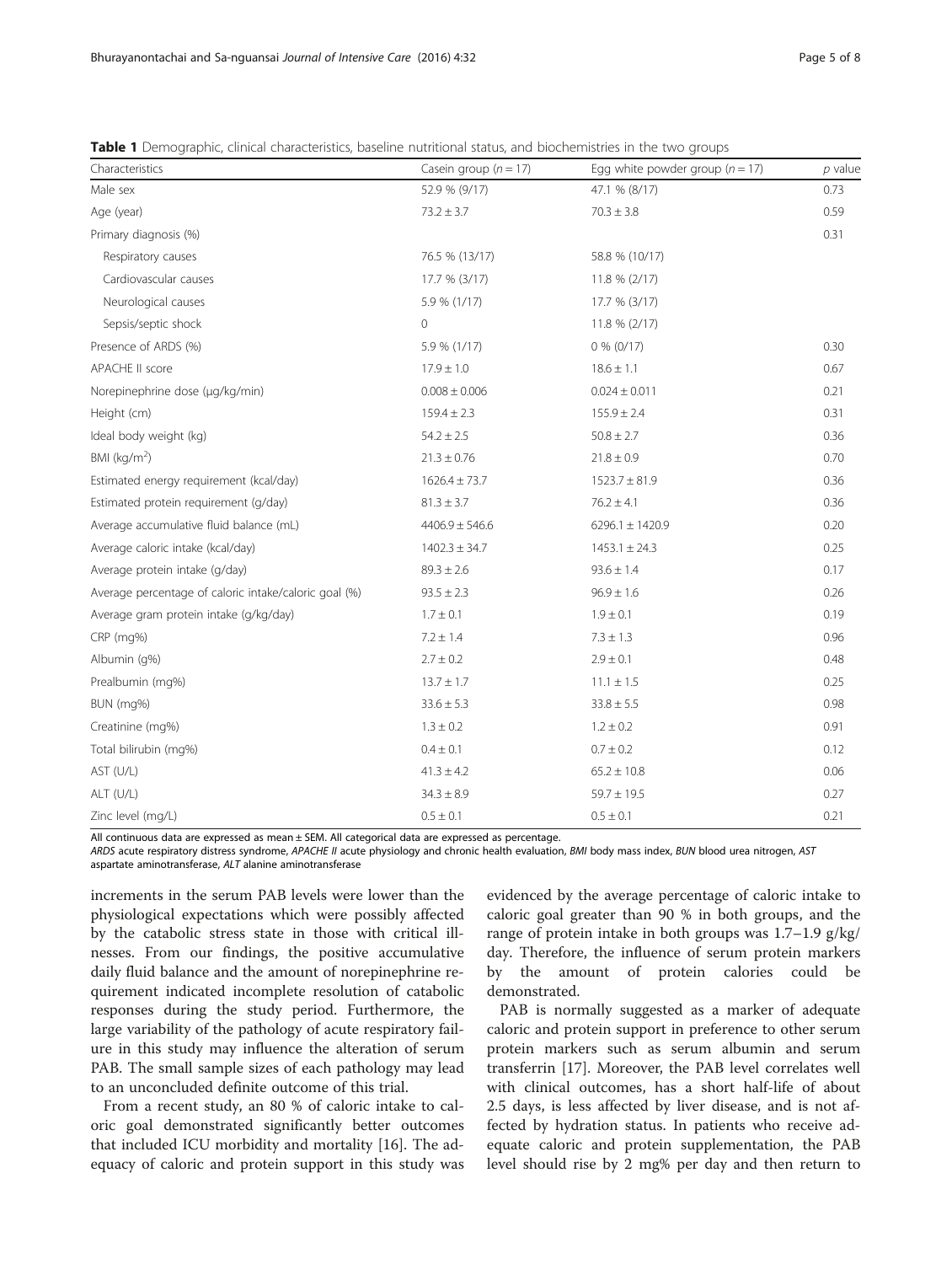**Table 1** Demographic, clinical characteristics, baseline nutritional status, and biochemistries in the two groups

| Characteristics | Casein group ($n = 17$) | Egg white powder group ($n = 17$) | $p$ value |
|---|---|---|---|
| Male sex | 52.9 % (9/17) | 47.1 % (8/17) | 0.73 |
| Age (year) | 73.2 ± 3.7 | 70.3 ± 3.8 | 0.59 |
| Primary diagnosis (%) | | | 0.31 |
| Respiratory causes | 76.5 % (13/17) | 58.8 % (10/17) | |
| Cardiovascular causes | 17.7 % (3/17) | 11.8 % (2/17) | |
| Neurological causes | 5.9 % (1/17) | 17.7 % (3/17) | |
| Sepsis/septic shock | 0 | 11.8 % (2/17) | |
| Presence of ARDS (%) | 5.9 % (1/17) | 0 % (0/17) | 0.30 |
| APACHE II score | 17.9 ± 1.0 | 18.6 ± 1.1 | 0.67 |
| Norepinephrine dose (μg/kg/min) | 0.008 ± 0.006 | 0.024 ± 0.011 | 0.21 |
| Height (cm) | 159.4 ± 2.3 | 155.9 ± 2.4 | 0.31 |
| Ideal body weight (kg) | 54.2 ± 2.5 | 50.8 ± 2.7 | 0.36 |
| BMI (kg/m$^2$) | 21.3 ± 0.76 | 21.8 ± 0.9 | 0.70 |
| Estimated energy requirement (kcal/day) | 1626.4 ± 73.7 | 1523.7 ± 81.9 | 0.36 |
| Estimated protein requirement (g/day) | 81.3 ± 3.7 | 76.2 ± 4.1 | 0.36 |
| Average accumulative fluid balance (mL) | 4406.9 ± 546.6 | 6296.1 ± 1420.9 | 0.20 |
| Average caloric intake (kcal/day) | 1402.3 ± 34.7 | 1453.1 ± 24.3 | 0.25 |
| Average protein intake (g/day) | 89.3 ± 2.6 | 93.6 ± 1.4 | 0.17 |
| Average percentage of caloric intake/caloric goal (%) | 93.5 ± 2.3 | 96.9 ± 1.6 | 0.26 |
| Average gram protein intake (g/kg/day) | 1.7 ± 0.1 | 1.9 ± 0.1 | 0.19 |
| CRP (mg%) | 7.2 ± 1.4 | 7.3 ± 1.3 | 0.96 |
| Albumin (g%) | 2.7 ± 0.2 | 2.9 ± 0.1 | 0.48 |
| Prealbumin (mg%) | 13.7 ± 1.7 | 11.1 ± 1.5 | 0.25 |
| BUN (mg%) | 33.6 ± 5.3 | 33.8 ± 5.5 | 0.98 |
| Creatinine (mg%) | 1.3 ± 0.2 | 1.2 ± 0.2 | 0.91 |
| Total bilirubin (mg%) | 0.4 ± 0.1 | 0.7 ± 0.2 | 0.12 |
| AST (U/L) | 41.3 ± 4.2 | 65.2 ± 10.8 | 0.06 |
| ALT (U/L) | 34.3 ± 8.9 | 59.7 ± 19.5 | 0.27 |
| Zinc level (mg/L) | 0.5 ± 0.1 | 0.5 ± 0.1 | 0.21 |

All continuous data are expressed as mean ± SEM. All categorical data are expressed as percentage.
*ARDS* acute respiratory distress syndrome, *APACHE II* acute physiology and chronic health evaluation, *BMI* body mass index, *BUN* blood urea nitrogen, *AST* aspartate aminotransferase, *ALT* alanine aminotransferase

increments in the serum PAB levels were lower than the physiological expectations which were possibly affected by the catabolic stress state in those with critical illnesses. From our findings, the positive accumulative daily fluid balance and the amount of norepinephrine requirement indicated incomplete resolution of catabolic responses during the study period. Furthermore, the large variability of the pathology of acute respiratory failure in this study may influence the alteration of serum PAB. The small sample sizes of each pathology may lead to an unconcluded definite outcome of this trial.

From a recent study, an 80 % of caloric intake to caloric goal demonstrated significantly better outcomes that included ICU morbidity and mortality [16]. The adequacy of caloric and protein support in this study was evidenced by the average percentage of caloric intake to caloric goal greater than 90 % in both groups, and the range of protein intake in both groups was 1.7–1.9 g/kg/day. Therefore, the influence of serum protein markers by the amount of protein calories could be demonstrated.

PAB is normally suggested as a marker of adequate caloric and protein support in preference to other serum protein markers such as serum albumin and serum transferrin [17]. Moreover, the PAB level correlates well with clinical outcomes, has a short half-life of about 2.5 days, is less affected by liver disease, and is not affected by hydration status. In patients who receive adequate caloric and protein supplementation, the PAB level should rise by 2 mg% per day and then return to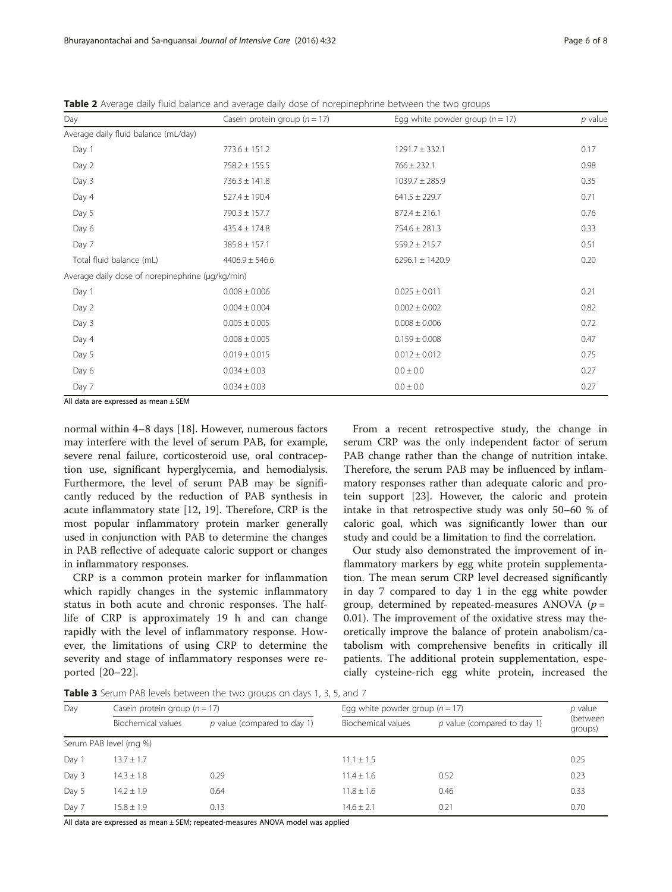**Table 2** Average daily fluid balance and average daily dose of norepinephrine between the two groups

| Day | Casein protein group ($n = 17$) | Egg white powder group ($n = 17$) | $p$ value |
|---|---|---|---|
| Average daily fluid balance (mL/day) | | | |
| Day 1 | 773.6 ± 151.2 | 1291.7 ± 332.1 | 0.17 |
| Day 2 | 758.2 ± 155.5 | 766 ± 232.1 | 0.98 |
| Day 3 | 736.3 ± 141.8 | 1039.7 ± 285.9 | 0.35 |
| Day 4 | 527.4 ± 190.4 | 641.5 ± 229.7 | 0.71 |
| Day 5 | 790.3 ± 157.7 | 872.4 ± 216.1 | 0.76 |
| Day 6 | 435.4 ± 174.8 | 754.6 ± 281.3 | 0.33 |
| Day 7 | 385.8 ± 157.1 | 559.2 ± 215.7 | 0.51 |
| Total fluid balance (mL) | 4406.9 ± 546.6 | 6296.1 ± 1420.9 | 0.20 |
| Average daily dose of norepinephrine (μg/kg/min) | | | |
| Day 1 | 0.008 ± 0.006 | 0.025 ± 0.011 | 0.21 |
| Day 2 | 0.004 ± 0.004 | 0.002 ± 0.002 | 0.82 |
| Day 3 | 0.005 ± 0.005 | 0.008 ± 0.006 | 0.72 |
| Day 4 | 0.008 ± 0.005 | 0.159 ± 0.008 | 0.47 |
| Day 5 | 0.019 ± 0.015 | 0.012 ± 0.012 | 0.75 |
| Day 6 | 0.034 ± 0.03 | 0.0 ± 0.0 | 0.27 |
| Day 7 | 0.034 ± 0.03 | 0.0 ± 0.0 | 0.27 |

All data are expressed as mean ± SEM

normal within 4–8 days [18]. However, numerous factors may interfere with the level of serum PAB, for example, severe renal failure, corticosteroid use, oral contraception use, significant hyperglycemia, and hemodialysis. Furthermore, the level of serum PAB may be significantly reduced by the reduction of PAB synthesis in acute inflammatory state [12, 19]. Therefore, CRP is the most popular inflammatory protein marker generally used in conjunction with PAB to determine the changes in PAB reflective of adequate caloric support or changes in inflammatory responses.

CRP is a common protein marker for inflammation which rapidly changes in the systemic inflammatory status in both acute and chronic responses. The half-life of CRP is approximately 19 h and can change rapidly with the level of inflammatory response. However, the limitations of using CRP to determine the severity and stage of inflammatory responses were reported [20–22].

From a recent retrospective study, the change in serum CRP was the only independent factor of serum PAB change rather than the change of nutrition intake. Therefore, the serum PAB may be influenced by inflammatory responses rather than adequate caloric and protein support [23]. However, the caloric and protein intake in that retrospective study was only 50–60 % of caloric goal, which was significantly lower than our study and could be a limitation to find the correlation.

Our study also demonstrated the improvement of inflammatory markers by egg white protein supplementation. The mean serum CRP level decreased significantly in day 7 compared to day 1 in the egg white powder group, determined by repeated-measures ANOVA ($p = 0.01$). The improvement of the oxidative stress may theoretically improve the balance of protein anabolism/catabolism with comprehensive benefits in critically ill patients. The additional protein supplementation, especially cysteine-rich egg white protein, increased the

**Table 3** Serum PAB levels between the two groups on days 1, 3, 5, and 7

| Day | Casein protein group ($n = 17$) | | Egg white powder group ($n = 17$) | | $p$ value (between groups) |
|---|---|---|---|---|---|
| | Biochemical values | $p$ value (compared to day 1) | Biochemical values | $p$ value (compared to day 1) | |
| Serum PAB level (mg %) | | | | | |
| Day 1 | 13.7 ± 1.7 | | 11.1 ± 1.5 | | 0.25 |
| Day 3 | 14.3 ± 1.8 | 0.29 | 11.4 ± 1.6 | 0.52 | 0.23 |
| Day 5 | 14.2 ± 1.9 | 0.64 | 11.8 ± 1.6 | 0.46 | 0.33 |
| Day 7 | 15.8 ± 1.9 | 0.13 | 14.6 ± 2.1 | 0.21 | 0.70 |

All data are expressed as mean ± SEM; repeated-measures ANOVA model was applied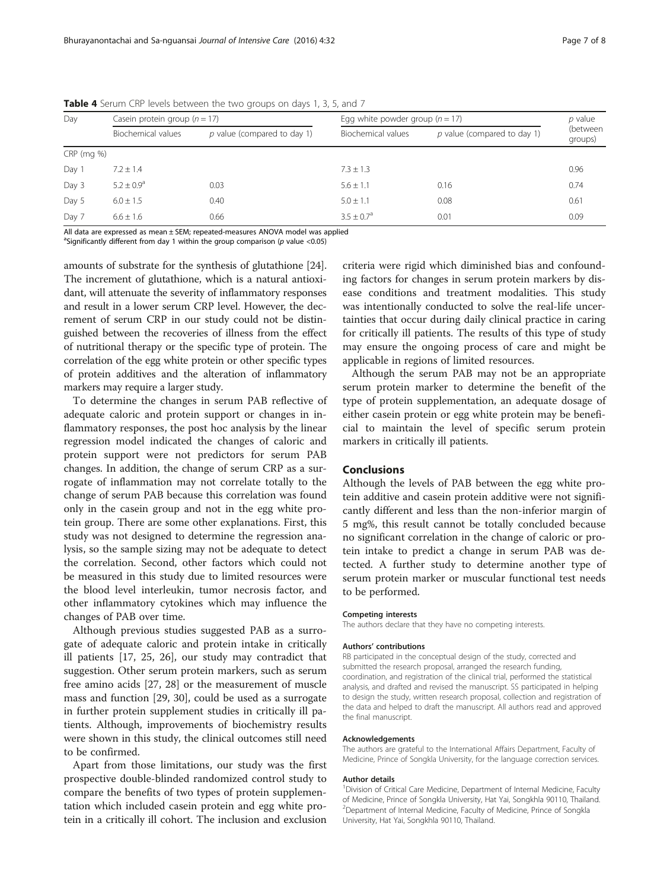**Table 4** Serum CRP levels between the two groups on days 1, 3, 5, and 7

| Day | Casein protein group ($n = 17$) | | Egg white powder group ($n = 17$) | | *p* value (between groups) |
|---|---|---|---|---|---|
| | Biochemical values | *p* value (compared to day 1) | Biochemical values | *p* value (compared to day 1) | |
| CRP (mg %) | | | | | |
| Day 1 | 7.2 ± 1.4 | | 7.3 ± 1.3 | | 0.96 |
| Day 3 | 5.2 ± 0.9[a] | 0.03 | 5.6 ± 1.1 | 0.16 | 0.74 |
| Day 5 | 6.0 ± 1.5 | 0.40 | 5.0 ± 1.1 | 0.08 | 0.61 |
| Day 7 | 6.6 ± 1.6 | 0.66 | 3.5 ± 0.7[a] | 0.01 | 0.09 |

All data are expressed as mean ± SEM; repeated-measures ANOVA model was applied
[a]Significantly different from day 1 within the group comparison (*p* value <0.05)

amounts of substrate for the synthesis of glutathione [24]. The increment of glutathione, which is a natural antioxidant, will attenuate the severity of inflammatory responses and result in a lower serum CRP level. However, the decrement of serum CRP in our study could not be distinguished between the recoveries of illness from the effect of nutritional therapy or the specific type of protein. The correlation of the egg white protein or other specific types of protein additives and the alteration of inflammatory markers may require a larger study.

To determine the changes in serum PAB reflective of adequate caloric and protein support or changes in inflammatory responses, the post hoc analysis by the linear regression model indicated the changes of caloric and protein support were not predictors for serum PAB changes. In addition, the change of serum CRP as a surrogate of inflammation may not correlate totally to the change of serum PAB because this correlation was found only in the casein group and not in the egg white protein group. There are some other explanations. First, this study was not designed to determine the regression analysis, so the sample sizing may not be adequate to detect the correlation. Second, other factors which could not be measured in this study due to limited resources were the blood level interleukin, tumor necrosis factor, and other inflammatory cytokines which may influence the changes of PAB over time.

Although previous studies suggested PAB as a surrogate of adequate caloric and protein intake in critically ill patients [17, 25, 26], our study may contradict that suggestion. Other serum protein markers, such as serum free amino acids [27, 28] or the measurement of muscle mass and function [29, 30], could be used as a surrogate in further protein supplement studies in critically ill patients. Although, improvements of biochemistry results were shown in this study, the clinical outcomes still need to be confirmed.

Apart from those limitations, our study was the first prospective double-blinded randomized control study to compare the benefits of two types of protein supplementation which included casein protein and egg white protein in a critically ill cohort. The inclusion and exclusion criteria were rigid which diminished bias and confounding factors for changes in serum protein markers by disease conditions and treatment modalities. This study was intentionally conducted to solve the real-life uncertainties that occur during daily clinical practice in caring for critically ill patients. The results of this type of study may ensure the ongoing process of care and might be applicable in regions of limited resources.

Although the serum PAB may not be an appropriate serum protein marker to determine the benefit of the type of protein supplementation, an adequate dosage of either casein protein or egg white protein may be beneficial to maintain the level of specific serum protein markers in critically ill patients.

## Conclusions

Although the levels of PAB between the egg white protein additive and casein protein additive were not significantly different and less than the non-inferior margin of 5 mg%, this result cannot be totally concluded because no significant correlation in the change of caloric or protein intake to predict a change in serum PAB was detected. A further study to determine another type of serum protein marker or muscular functional test needs to be performed.

#### Competing interests

The authors declare that they have no competing interests.

#### Authors' contributions

RB participated in the conceptual design of the study, corrected and submitted the research proposal, arranged the research funding, coordination, and registration of the clinical trial, performed the statistical analysis, and drafted and revised the manuscript. SS participated in helping to design the study, written research proposal, collection and registration of the data and helped to draft the manuscript. All authors read and approved the final manuscript.

#### Acknowledgements

The authors are grateful to the International Affairs Department, Faculty of Medicine, Prince of Songkla University, for the language correction services.

#### Author details

[1]Division of Critical Care Medicine, Department of Internal Medicine, Faculty of Medicine, Prince of Songkla University, Hat Yai, Songkhla 90110, Thailand. [2]Department of Internal Medicine, Faculty of Medicine, Prince of Songkla University, Hat Yai, Songkhla 90110, Thailand.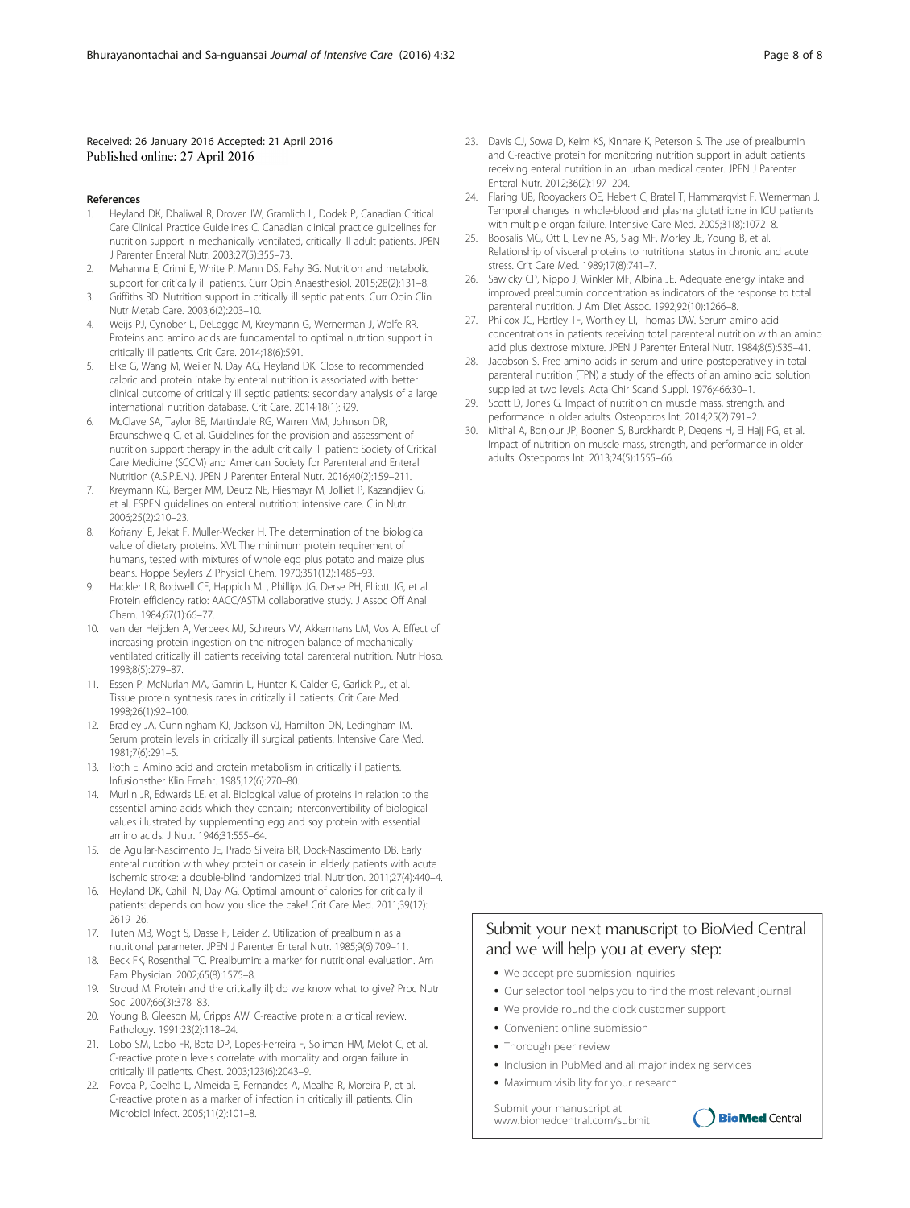Received: 26 January 2016 Accepted: 21 April 2016
Published online: 27 April 2016

## References

1. Heyland DK, Dhaliwal R, Drover JW, Gramlich L, Dodek P, Canadian Critical Care Clinical Practice Guidelines C. Canadian clinical practice guidelines for nutrition support in mechanically ventilated, critically ill adult patients. JPEN J Parenter Enteral Nutr. 2003;27(5):355–73.
2. Mahanna E, Crimi E, White P, Mann DS, Fahy BG. Nutrition and metabolic support for critically ill patients. Curr Opin Anaesthesiol. 2015;28(2):131–8.
3. Griffiths RD. Nutrition support in critically ill septic patients. Curr Opin Clin Nutr Metab Care. 2003;6(2):203–10.
4. Weijs PJ, Cynober L, DeLegge M, Kreymann G, Wernerman J, Wolfe RR. Proteins and amino acids are fundamental to optimal nutrition support in critically ill patients. Crit Care. 2014;18(6):591.
5. Elke G, Wang M, Weiler N, Day AG, Heyland DK. Close to recommended caloric and protein intake by enteral nutrition is associated with better clinical outcome of critically ill septic patients: secondary analysis of a large international nutrition database. Crit Care. 2014;18(1):R29.
6. McClave SA, Taylor BE, Martindale RG, Warren MM, Johnson DR, Braunschweig C, et al. Guidelines for the provision and assessment of nutrition support therapy in the adult critically ill patient: Society of Critical Care Medicine (SCCM) and American Society for Parenteral and Enteral Nutrition (A.S.P.E.N.). JPEN J Parenter Enteral Nutr. 2016;40(2):159–211.
7. Kreymann KG, Berger MM, Deutz NE, Hiesmayr M, Jolliet P, Kazandjiev G, et al. ESPEN guidelines on enteral nutrition: intensive care. Clin Nutr. 2006;25(2):210–23.
8. Kofranyi E, Jekat F, Muller-Wecker H. The determination of the biological value of dietary proteins. XVI. The minimum protein requirement of humans, tested with mixtures of whole egg plus potato and maize plus beans. Hoppe Seylers Z Physiol Chem. 1970;351(12):1485–93.
9. Hackler LR, Bodwell CE, Happich ML, Phillips JG, Derse PH, Elliott JG, et al. Protein efficiency ratio: AACC/ASTM collaborative study. J Assoc Off Anal Chem. 1984;67(1):66–77.
10. van der Heijden A, Verbeek MJ, Schreurs VV, Akkermans LM, Vos A. Effect of increasing protein ingestion on the nitrogen balance of mechanically ventilated critically ill patients receiving total parenteral nutrition. Nutr Hosp. 1993;8(5):279–87.
11. Essen P, McNurlan MA, Gamrin L, Hunter K, Calder G, Garlick PJ, et al. Tissue protein synthesis rates in critically ill patients. Crit Care Med. 1998;26(1):92–100.
12. Bradley JA, Cunningham KJ, Jackson VJ, Hamilton DN, Ledingham IM. Serum protein levels in critically ill surgical patients. Intensive Care Med. 1981;7(6):291–5.
13. Roth E. Amino acid and protein metabolism in critically ill patients. Infusionsther Klin Ernahr. 1985;12(6):270–80.
14. Murlin JR, Edwards LE, et al. Biological value of proteins in relation to the essential amino acids which they contain; interconvertibility of biological values illustrated by supplementing egg and soy protein with essential amino acids. J Nutr. 1946;31:555–64.
15. de Aguilar-Nascimento JE, Prado Silveira BR, Dock-Nascimento DB. Early enteral nutrition with whey protein or casein in elderly patients with acute ischemic stroke: a double-blind randomized trial. Nutrition. 2011;27(4):440–4.
16. Heyland DK, Cahill N, Day AG. Optimal amount of calories for critically ill patients: depends on how you slice the cake! Crit Care Med. 2011;39(12):2619–26.
17. Tuten MB, Wogt S, Dasse F, Leider Z. Utilization of prealbumin as a nutritional parameter. JPEN J Parenter Enteral Nutr. 1985;9(6):709–11.
18. Beck FK, Rosenthal TC. Prealbumin: a marker for nutritional evaluation. Am Fam Physician. 2002;65(8):1575–8.
19. Stroud M. Protein and the critically ill; do we know what to give? Proc Nutr Soc. 2007;66(3):378–83.
20. Young B, Gleeson M, Cripps AW. C-reactive protein: a critical review. Pathology. 1991;23(2):118–24.
21. Lobo SM, Lobo FR, Bota DP, Lopes-Ferreira F, Soliman HM, Melot C, et al. C-reactive protein levels correlate with mortality and organ failure in critically ill patients. Chest. 2003;123(6):2043–9.
22. Povoa P, Coelho L, Almeida E, Fernandes A, Mealha R, Moreira P, et al. C-reactive protein as a marker of infection in critically ill patients. Clin Microbiol Infect. 2005;11(2):101–8.
23. Davis CJ, Sowa D, Keim KS, Kinnare K, Peterson S. The use of prealbumin and C-reactive protein for monitoring nutrition support in adult patients receiving enteral nutrition in an urban medical center. JPEN J Parenter Enteral Nutr. 2012;36(2):197–204.
24. Flaring UB, Rooyackers OE, Hebert C, Bratel T, Hammarqvist F, Wernerman J. Temporal changes in whole-blood and plasma glutathione in ICU patients with multiple organ failure. Intensive Care Med. 2005;31(8):1072–8.
25. Boosalis MG, Ott L, Levine AS, Slag MF, Morley JE, Young B, et al. Relationship of visceral proteins to nutritional status in chronic and acute stress. Crit Care Med. 1989;17(8):741–7.
26. Sawicky CP, Nippo J, Winkler MF, Albina JE. Adequate energy intake and improved prealbumin concentration as indicators of the response to total parenteral nutrition. J Am Diet Assoc. 1992;92(10):1266–8.
27. Philcox JC, Hartley TF, Worthley LI, Thomas DW. Serum amino acid concentrations in patients receiving total parenteral nutrition with an amino acid plus dextrose mixture. JPEN J Parenter Enteral Nutr. 1984;8(5):535–41.
28. Jacobson S. Free amino acids in serum and urine postoperatively in total parenteral nutrition (TPN) a study of the effects of an amino acid solution supplied at two levels. Acta Chir Scand Suppl. 1976;466:30–1.
29. Scott D, Jones G. Impact of nutrition on muscle mass, strength, and performance in older adults. Osteoporos Int. 2014;25(2):791–2.
30. Mithal A, Bonjour JP, Boonen S, Burckhardt P, Degens H, El Hajj FG, et al. Impact of nutrition on muscle mass, strength, and performance in older adults. Osteoporos Int. 2013;24(5):1555–66.

Submit your next manuscript to BioMed Central and we will help you at every step:

- We accept pre-submission inquiries
- Our selector tool helps you to find the most relevant journal
- We provide round the clock customer support
- Convenient online submission
- Thorough peer review
- Inclusion in PubMed and all major indexing services
- Maximum visibility for your research

Submit your manuscript at
www.biomedcentral.com/submit